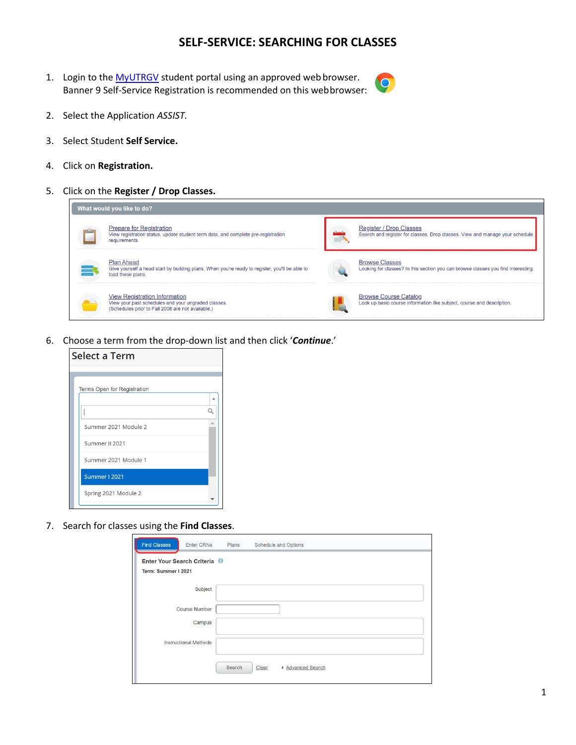# SELF-SERVICE: SEARCHING FOR CLASSES

1. Login to the MyUTRGV student portal using an approved web browser. Banner 9 Self-Service Registration is recommended on this web browser:

2. Select the Application *ASSIST.*

3. Select Student **Self Service.**

4. Click on **Registration.**

5. Click on the **Register / Drop Classes.**

6. Choose a term from the drop-down list and then click '***Continue***.'

7. Search for classes using the **Find Classes**.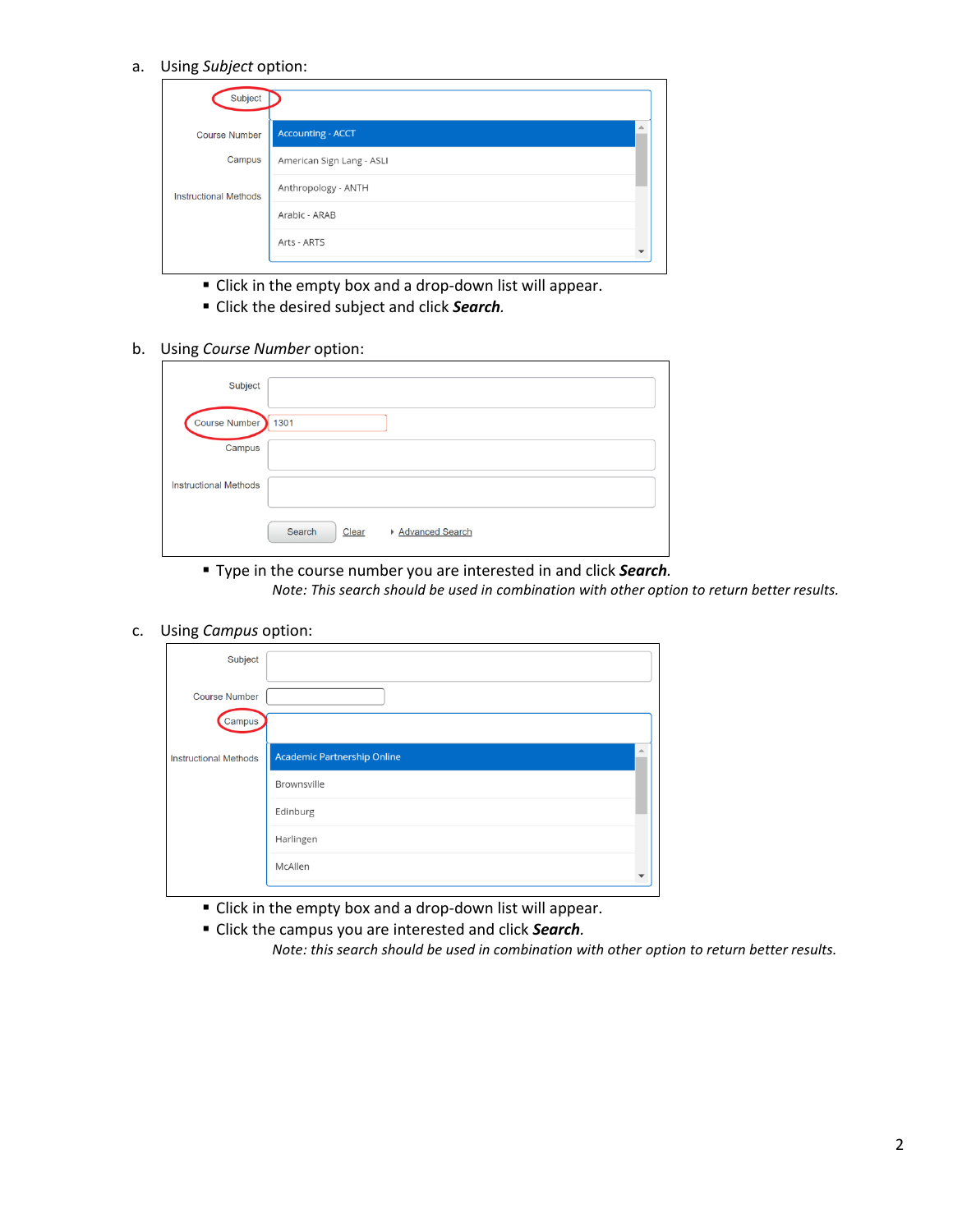a. Using *Subject* option:

- Click in the empty box and a drop-down list will appear.
- Click the desired subject and click ***Search***.

b. Using *Course Number* option:

- Type in the course number you are interested in and click ***Search***.

  *Note: This search should be used in combination with other option to return better results.*

c. Using *Campus* option:

- Click in the empty box and a drop-down list will appear.
- Click the campus you are interested and click ***Search***.

  *Note: this search should be used in combination with other option to return better results.*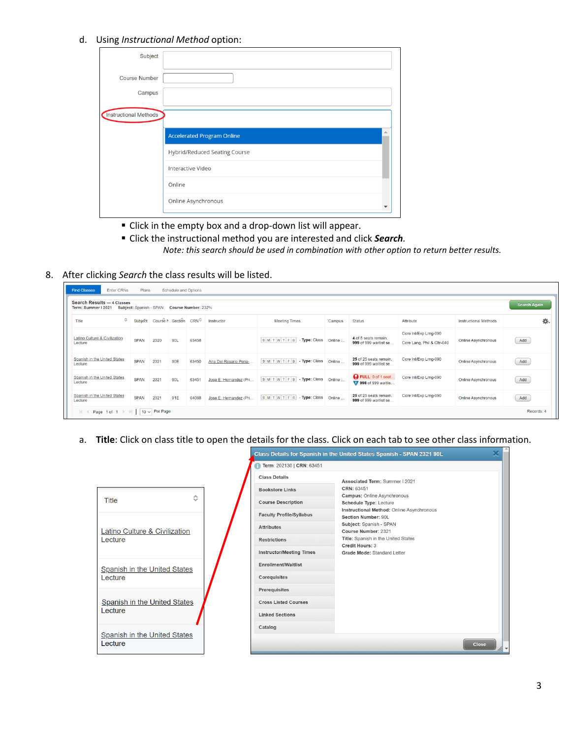d. Using *Instructional Method* option:

- Click in the empty box and a drop-down list will appear.
- Click the instructional method you are interested and click ***Search***.

   *Note: this search should be used in combination with other option to return better results.*

8. After clicking *Search* the class results will be listed.

   a. **Title**: Click on class title to open the details for the class. Click on each tab to see other class information.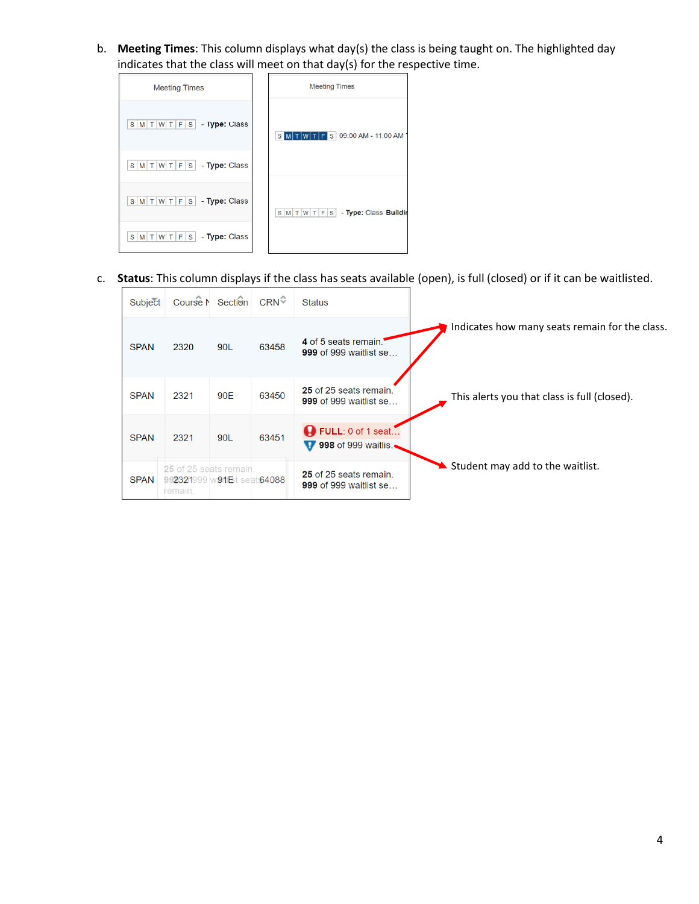b. **Meeting Times**: This column displays what day(s) the class is being taught on. The highlighted day indicates that the class will meet on that day(s) for the respective time.

| Meeting Times |
|---|
| S M T W T F S - **Type:** Class |
| S M T W T F S - **Type:** Class |
| S M T W T F S - **Type:** Class |
| S M T W T F S - **Type:** Class |

| Meeting Times |
|---|
| S M T W T F S 09:00 AM - 11:00 AM |
| S M T W T F S - **Type:** Class **Buildi** |

c. **Status**: This column displays if the class has seats available (open), is full (closed) or if it can be waitlisted.

| Subject | Course N | Section | CRN | Status |
|---|---|---|---|---|
| SPAN | 2320 | 90L | 63458 | **4** of 5 seats remain. **999** of 999 waitlist se… |
| SPAN | 2321 | 90E | 63450 | **25** of 25 seats remain. **999** of 999 waitlist se… |
| SPAN | 2321 | 90L | 63451 | **FULL:** 0 of 1 seat… **998** of 999 waitlis… |
| SPAN | 2321 | 91E | 64088 | **25** of 25 seats remain. **999** of 999 waitlist se… |

Indicates how many seats remain for the class.

This alerts you that class is full (closed).

Student may add to the waitlist.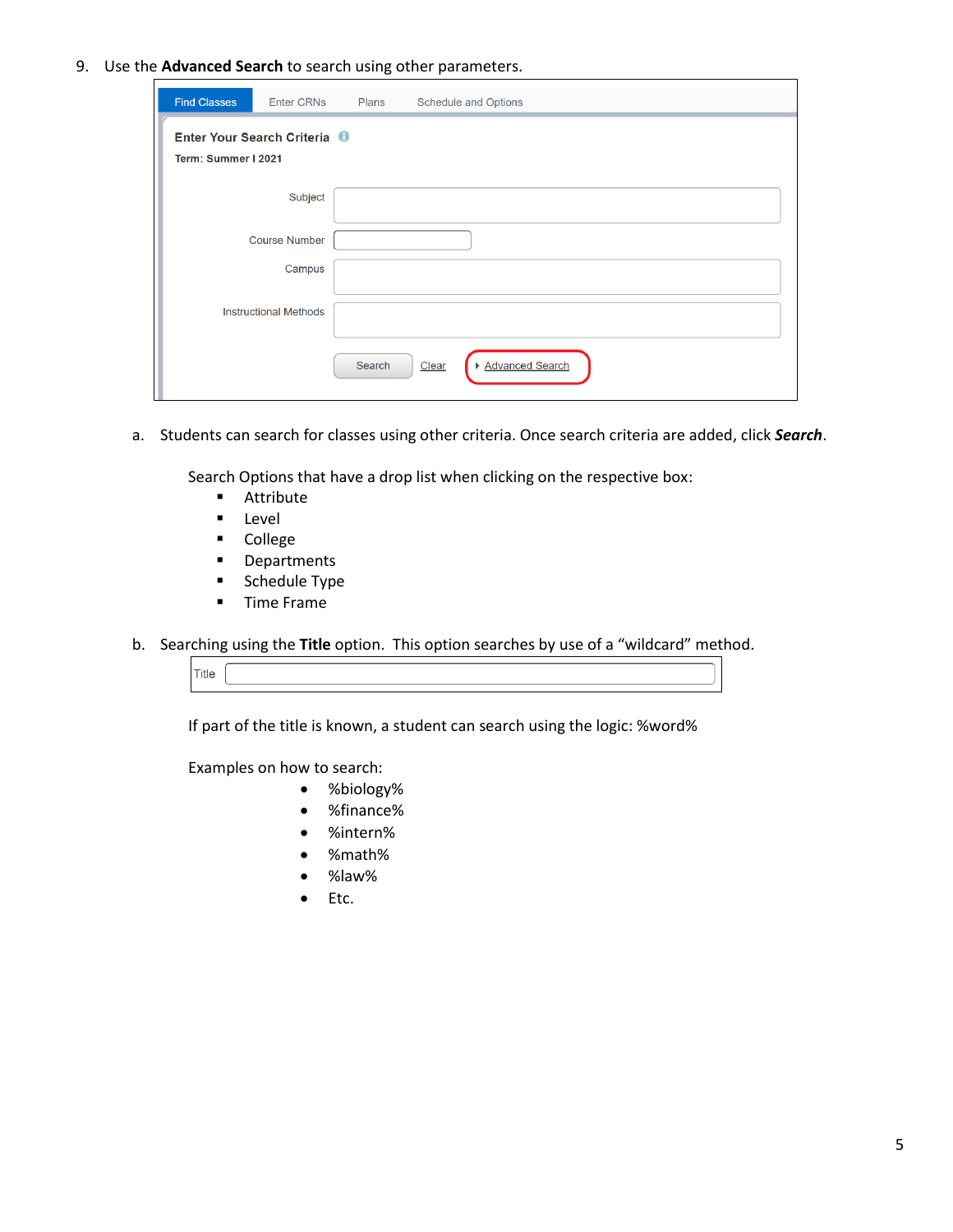9. Use the **Advanced Search** to search using other parameters.

Find Classes | Enter CRNs | Plans | Schedule and Options

Enter Your Search Criteria

Term: Summer I 2021

Subject

Course Number

Campus

Instructional Methods

Search Clear Advanced Search

a. Students can search for classes using other criteria. Once search criteria are added, click ***Search***.

   Search Options that have a drop list when clicking on the respective box:

   - Attribute
   - Level
   - College
   - Departments
   - Schedule Type
   - Time Frame

b. Searching using the **Title** option. This option searches by use of a "wildcard" method.

   Title

   If part of the title is known, a student can search using the logic: %word%

   Examples on how to search:

   - %biology%
   - %finance%
   - %intern%
   - %math%
   - %law%
   - Etc.